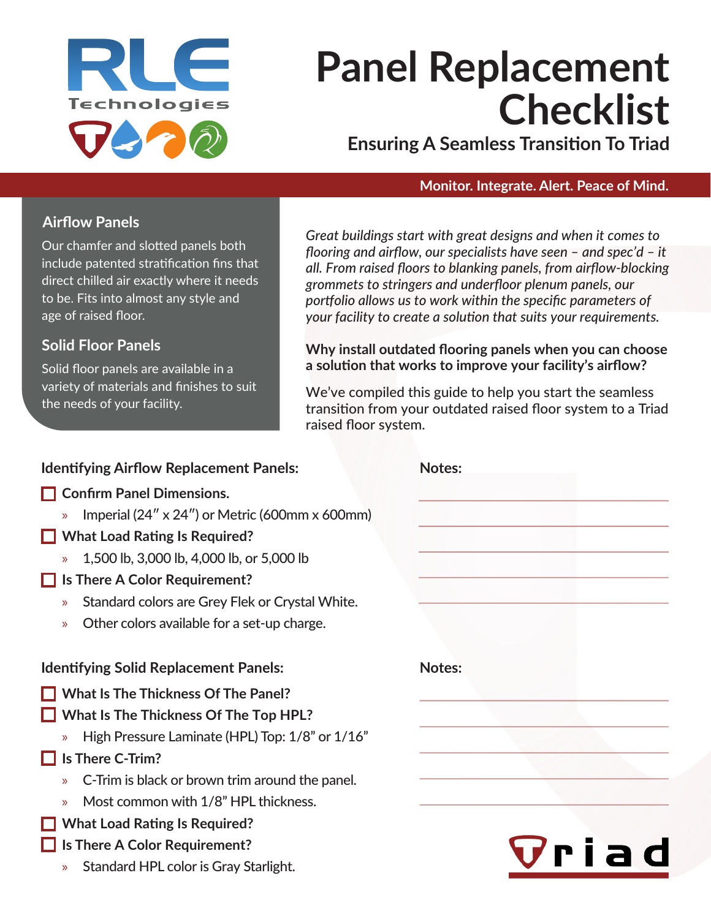# Panel Replacement Checklist

## Ensuring A Seamless Transition To Triad

**Monitor. Integrate. Alert. Peace of Mind.**

### Airflow Panels

Our chamfer and slotted panels both include patented stratification fins that direct chilled air exactly where it needs to be. Fits into almost any style and age of raised floor.

### Solid Floor Panels

Solid floor panels are available in a variety of materials and finishes to suit the needs of your facility.

*Great buildings start with great designs and when it comes to flooring and airflow, our specialists have seen – and spec'd – it all. From raised floors to blanking panels, from airflow-blocking grommets to stringers and underfloor plenum panels, our portfolio allows us to work within the specific parameters of your facility to create a solution that suits your requirements.*

**Why install outdated flooring panels when you can choose a solution that works to improve your facility's airflow?**

We've compiled this guide to help you start the seamless transition from your outdated raised floor system to a Triad raised floor system.

### Identifying Airflow Replacement Panels:

- [ ] **Confirm Panel Dimensions.**
  - Imperial (24″ x 24″) or Metric (600mm x 600mm)
- [ ] **What Load Rating Is Required?**
  - 1,500 lb, 3,000 lb, 4,000 lb, or 5,000 lb
- [ ] **Is There A Color Requirement?**
  - Standard colors are Grey Flek or Crystal White.
  - Other colors available for a set-up charge.

**Notes:**

### Identifying Solid Replacement Panels:

- [ ] **What Is The Thickness Of The Panel?**
- [ ] **What Is The Thickness Of The Top HPL?**
  - High Pressure Laminate (HPL) Top: 1/8" or 1/16"
- [ ] **Is There C-Trim?**
  - C-Trim is black or brown trim around the panel.
  - Most common with 1/8" HPL thickness.
- [ ] **What Load Rating Is Required?**
- [ ] **Is There A Color Requirement?**
  - Standard HPL color is Gray Starlight.

**Notes:**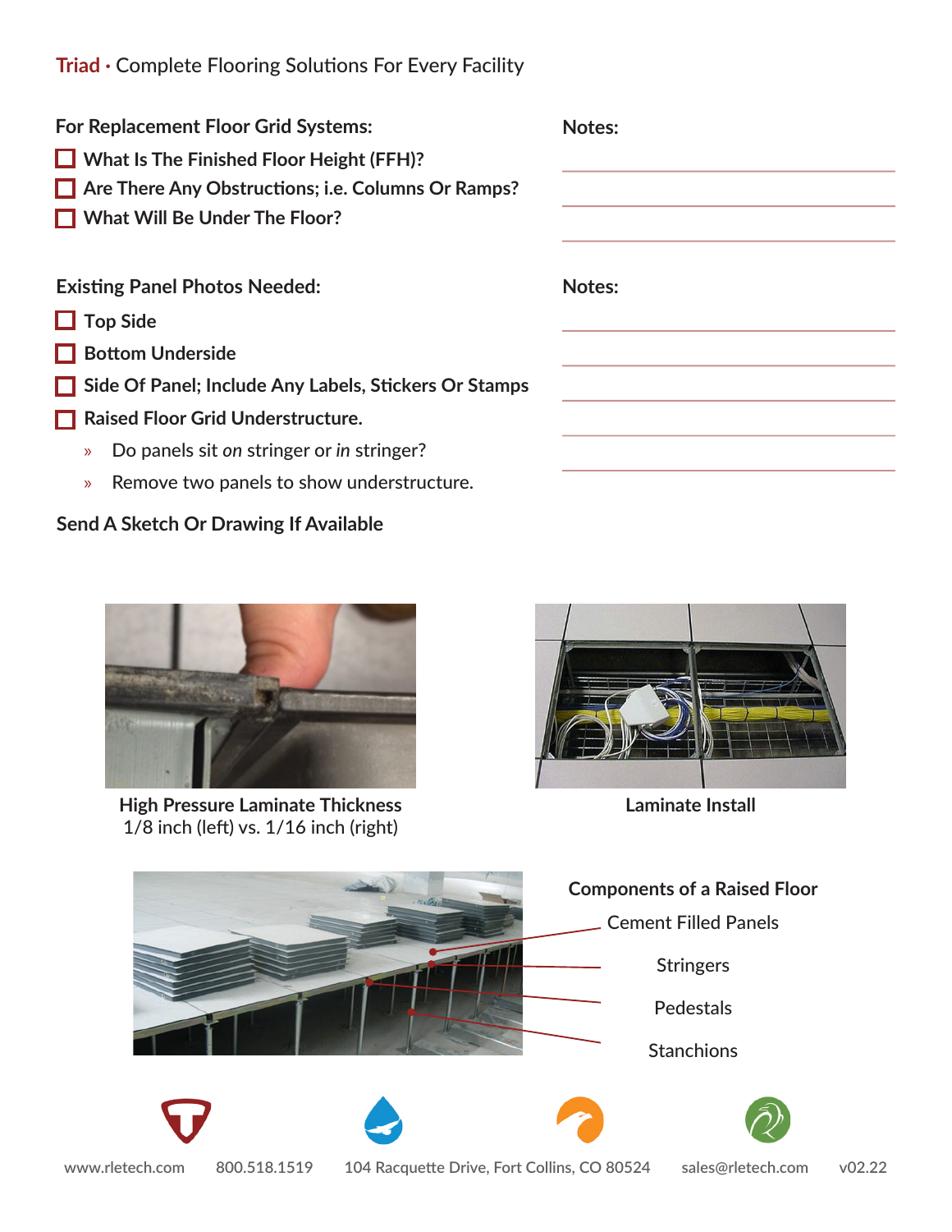**Triad** · Complete Flooring Solutions For Every Facility

## For Replacement Floor Grid Systems:

- [ ] What Is The Finished Floor Height (FFH)?
- [ ] Are There Any Obstructions; i.e. Columns Or Ramps?
- [ ] What Will Be Under The Floor?

**Notes:**

## Existing Panel Photos Needed:

- [ ] Top Side
- [ ] Bottom Underside
- [ ] Side Of Panel; Include Any Labels, Stickers Or Stamps
- [ ] Raised Floor Grid Understructure.
  - Do panels sit *on* stringer or *in* stringer?
  - Remove two panels to show understructure.

**Notes:**

## Send A Sketch Or Drawing If Available

**High Pressure Laminate Thickness**
1/8 inch (left) vs. 1/16 inch (right)

**Laminate Install**

**Components of a Raised Floor**

Cement Filled Panels

Stringers

Pedestals

Stanchions

www.rletech.com 800.518.1519 104 Racquette Drive, Fort Collins, CO 80524 sales@rletech.com v02.22